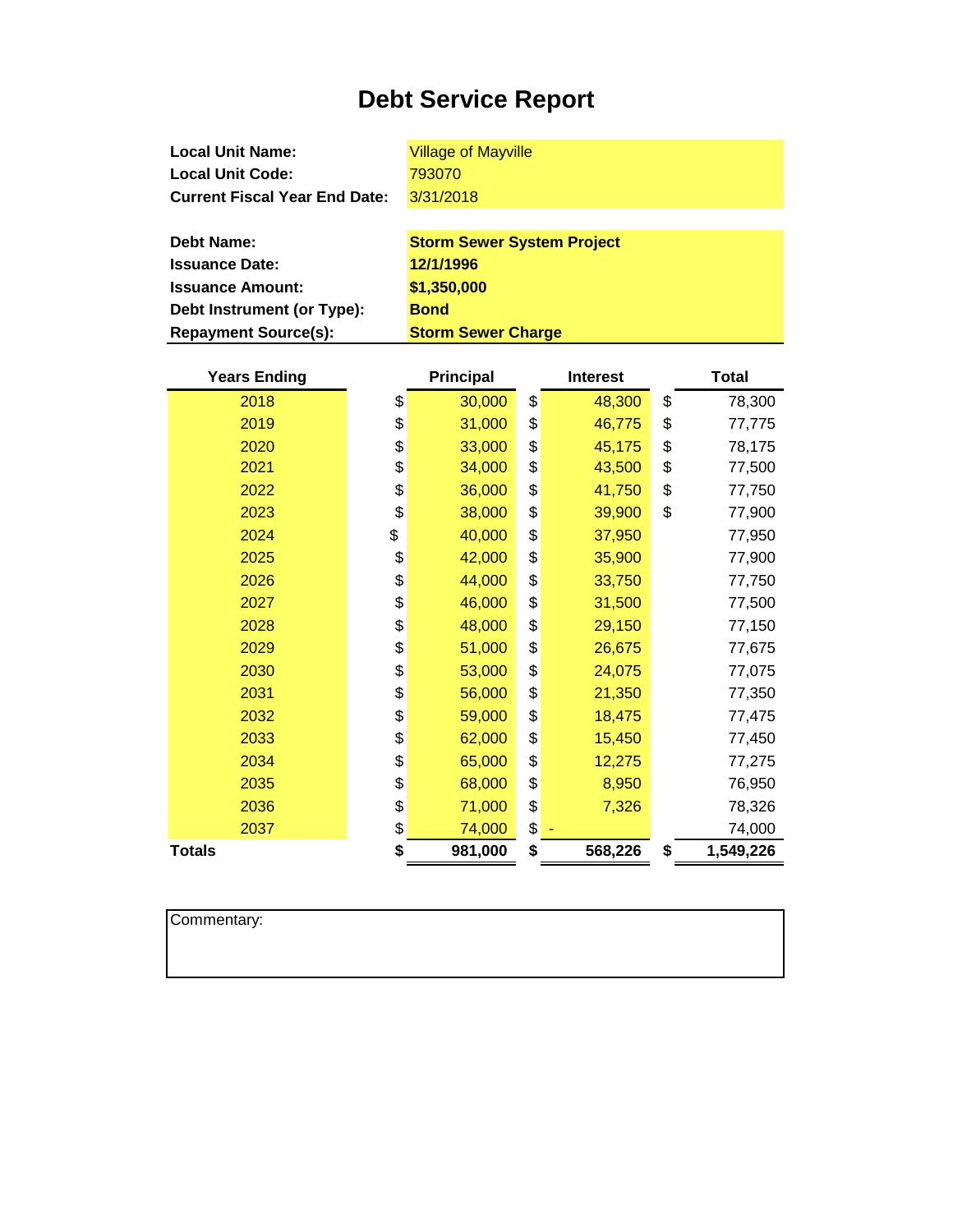# Debt Service Report

**Local Unit Name:** Village of Mayville
**Local Unit Code:** 793070
**Current Fiscal Year End Date:** 3/31/2018

**Debt Name:** **Storm Sewer System Project**
**Issuance Date:** **12/1/1996**
**Issuance Amount:** **$1,350,000**
**Debt Instrument (or Type):** **Bond**
**Repayment Source(s):** **Storm Sewer Charge**

| Years Ending | Principal | Interest | Total |
|---|---|---|---|
| 2018 | $ 30,000 | $ 48,300 | $ 78,300 |
| 2019 | $ 31,000 | $ 46,775 | $ 77,775 |
| 2020 | $ 33,000 | $ 45,175 | $ 78,175 |
| 2021 | $ 34,000 | $ 43,500 | $ 77,500 |
| 2022 | $ 36,000 | $ 41,750 | $ 77,750 |
| 2023 | $ 38,000 | $ 39,900 | $ 77,900 |
| 2024 | $ 40,000 | $ 37,950 | 77,950 |
| 2025 | $ 42,000 | $ 35,900 | 77,900 |
| 2026 | $ 44,000 | $ 33,750 | 77,750 |
| 2027 | $ 46,000 | $ 31,500 | 77,500 |
| 2028 | $ 48,000 | $ 29,150 | 77,150 |
| 2029 | $ 51,000 | $ 26,675 | 77,675 |
| 2030 | $ 53,000 | $ 24,075 | 77,075 |
| 2031 | $ 56,000 | $ 21,350 | 77,350 |
| 2032 | $ 59,000 | $ 18,475 | 77,475 |
| 2033 | $ 62,000 | $ 15,450 | 77,450 |
| 2034 | $ 65,000 | $ 12,275 | 77,275 |
| 2035 | $ 68,000 | $ 8,950 | 76,950 |
| 2036 | $ 71,000 | $ 7,326 | 78,326 |
| 2037 | $ 74,000 | $ - | 74,000 |
| **Totals** | **$ 981,000** | **$ 568,226** | **$ 1,549,226** |

Commentary: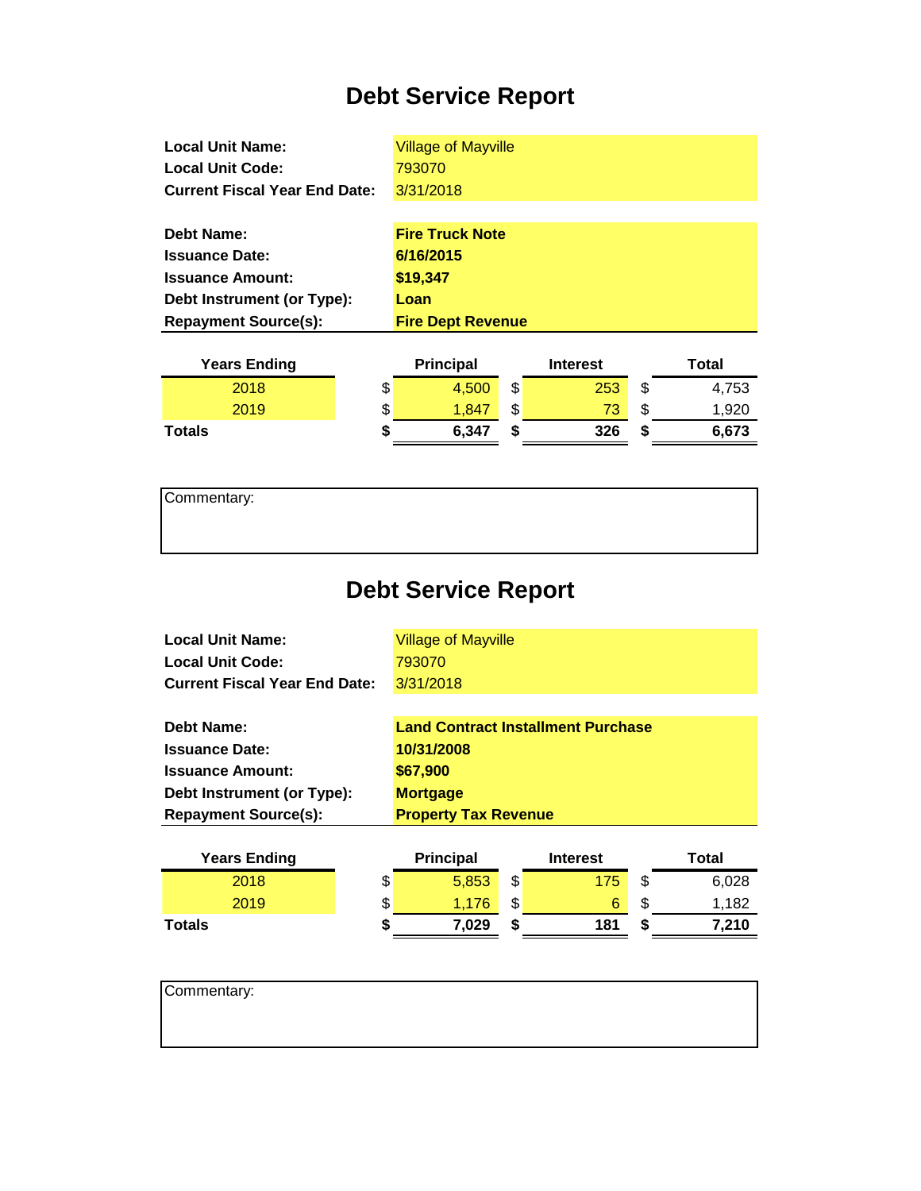# Debt Service Report

| | |
|---|---|
| **Local Unit Name:** | Village of Mayville |
| **Local Unit Code:** | 793070 |
| **Current Fiscal Year End Date:** | 3/31/2018 |

| | |
|---|---|
| **Debt Name:** | **Fire Truck Note** |
| **Issuance Date:** | **6/16/2015** |
| **Issuance Amount:** | **$19,347** |
| **Debt Instrument (or Type):** | **Loan** |
| **Repayment Source(s):** | **Fire Dept Revenue** |

| Years Ending | Principal | Interest | Total |
|---|---|---|---|
| 2018 | $ 4,500 | $ 253 | $ 4,753 |
| 2019 | $ 1,847 | $ 73 | $ 1,920 |
| **Totals** | **$ 6,347** | **$ 326** | **$ 6,673** |

Commentary:

# Debt Service Report

| | |
|---|---|
| **Local Unit Name:** | Village of Mayville |
| **Local Unit Code:** | 793070 |
| **Current Fiscal Year End Date:** | 3/31/2018 |

| | |
|---|---|
| **Debt Name:** | **Land Contract Installment Purchase** |
| **Issuance Date:** | **10/31/2008** |
| **Issuance Amount:** | **$67,900** |
| **Debt Instrument (or Type):** | **Mortgage** |
| **Repayment Source(s):** | **Property Tax Revenue** |

| Years Ending | Principal | Interest | Total |
|---|---|---|---|
| 2018 | $ 5,853 | $ 175 | $ 6,028 |
| 2019 | $ 1,176 | $ 6 | $ 1,182 |
| **Totals** | **$ 7,029** | **$ 181** | **$ 7,210** |

Commentary: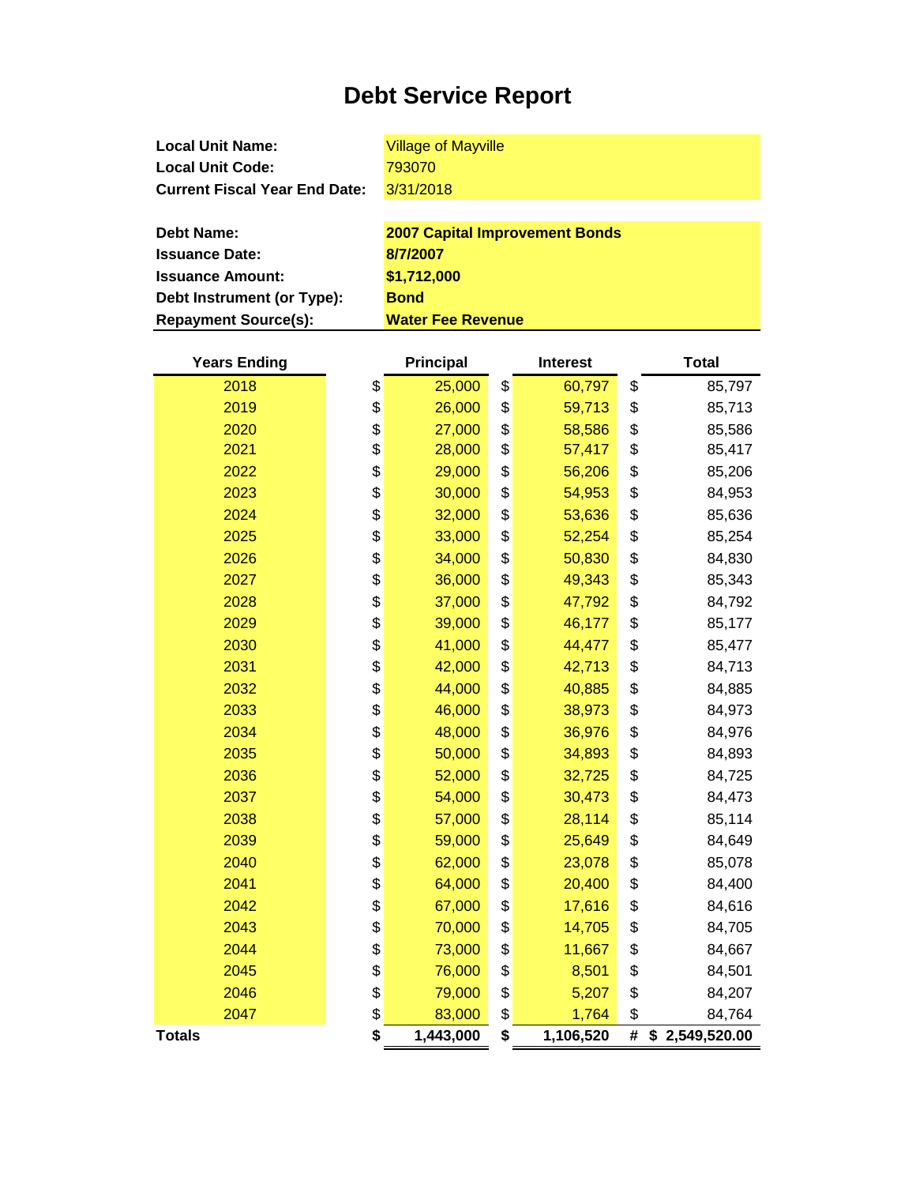# Debt Service Report

| | |
|---|---|
| **Local Unit Name:** | Village of Mayville |
| **Local Unit Code:** | 793070 |
| **Current Fiscal Year End Date:** | 3/31/2018 |

| | |
|---|---|
| **Debt Name:** | **2007 Capital Improvement Bonds** |
| **Issuance Date:** | **8/7/2007** |
| **Issuance Amount:** | **$1,712,000** |
| **Debt Instrument (or Type):** | **Bond** |
| **Repayment Source(s):** | **Water Fee Revenue** |

| Years Ending | Principal | Interest | Total |
|---|---|---|---|
| 2018 | $ 25,000 | $ 60,797 | $ 85,797 |
| 2019 | $ 26,000 | $ 59,713 | $ 85,713 |
| 2020 | $ 27,000 | $ 58,586 | $ 85,586 |
| 2021 | $ 28,000 | $ 57,417 | $ 85,417 |
| 2022 | $ 29,000 | $ 56,206 | $ 85,206 |
| 2023 | $ 30,000 | $ 54,953 | $ 84,953 |
| 2024 | $ 32,000 | $ 53,636 | $ 85,636 |
| 2025 | $ 33,000 | $ 52,254 | $ 85,254 |
| 2026 | $ 34,000 | $ 50,830 | $ 84,830 |
| 2027 | $ 36,000 | $ 49,343 | $ 85,343 |
| 2028 | $ 37,000 | $ 47,792 | $ 84,792 |
| 2029 | $ 39,000 | $ 46,177 | $ 85,177 |
| 2030 | $ 41,000 | $ 44,477 | $ 85,477 |
| 2031 | $ 42,000 | $ 42,713 | $ 84,713 |
| 2032 | $ 44,000 | $ 40,885 | $ 84,885 |
| 2033 | $ 46,000 | $ 38,973 | $ 84,973 |
| 2034 | $ 48,000 | $ 36,976 | $ 84,976 |
| 2035 | $ 50,000 | $ 34,893 | $ 84,893 |
| 2036 | $ 52,000 | $ 32,725 | $ 84,725 |
| 2037 | $ 54,000 | $ 30,473 | $ 84,473 |
| 2038 | $ 57,000 | $ 28,114 | $ 85,114 |
| 2039 | $ 59,000 | $ 25,649 | $ 84,649 |
| 2040 | $ 62,000 | $ 23,078 | $ 85,078 |
| 2041 | $ 64,000 | $ 20,400 | $ 84,400 |
| 2042 | $ 67,000 | $ 17,616 | $ 84,616 |
| 2043 | $ 70,000 | $ 14,705 | $ 84,705 |
| 2044 | $ 73,000 | $ 11,667 | $ 84,667 |
| 2045 | $ 76,000 | $ 8,501 | $ 84,501 |
| 2046 | $ 79,000 | $ 5,207 | $ 84,207 |
| 2047 | $ 83,000 | $ 1,764 | $ 84,764 |
| **Totals** | **$ 1,443,000** | **$ 1,106,520** | **# $ 2,549,520.00** |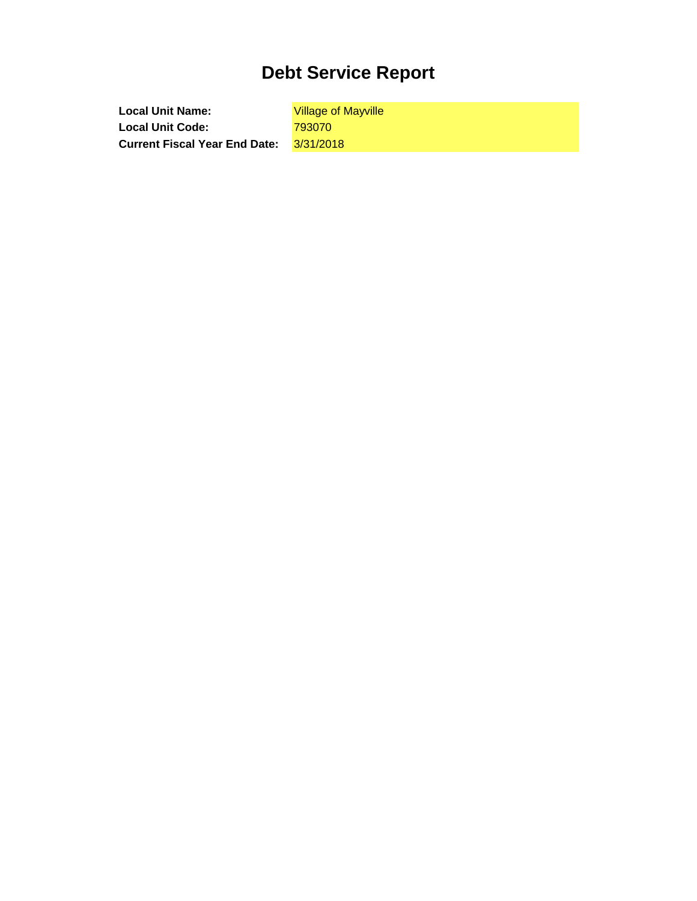# Debt Service Report

| | |
|---|---|
| **Local Unit Name:** | Village of Mayville |
| **Local Unit Code:** | 793070 |
| **Current Fiscal Year End Date:** | 3/31/2018 |